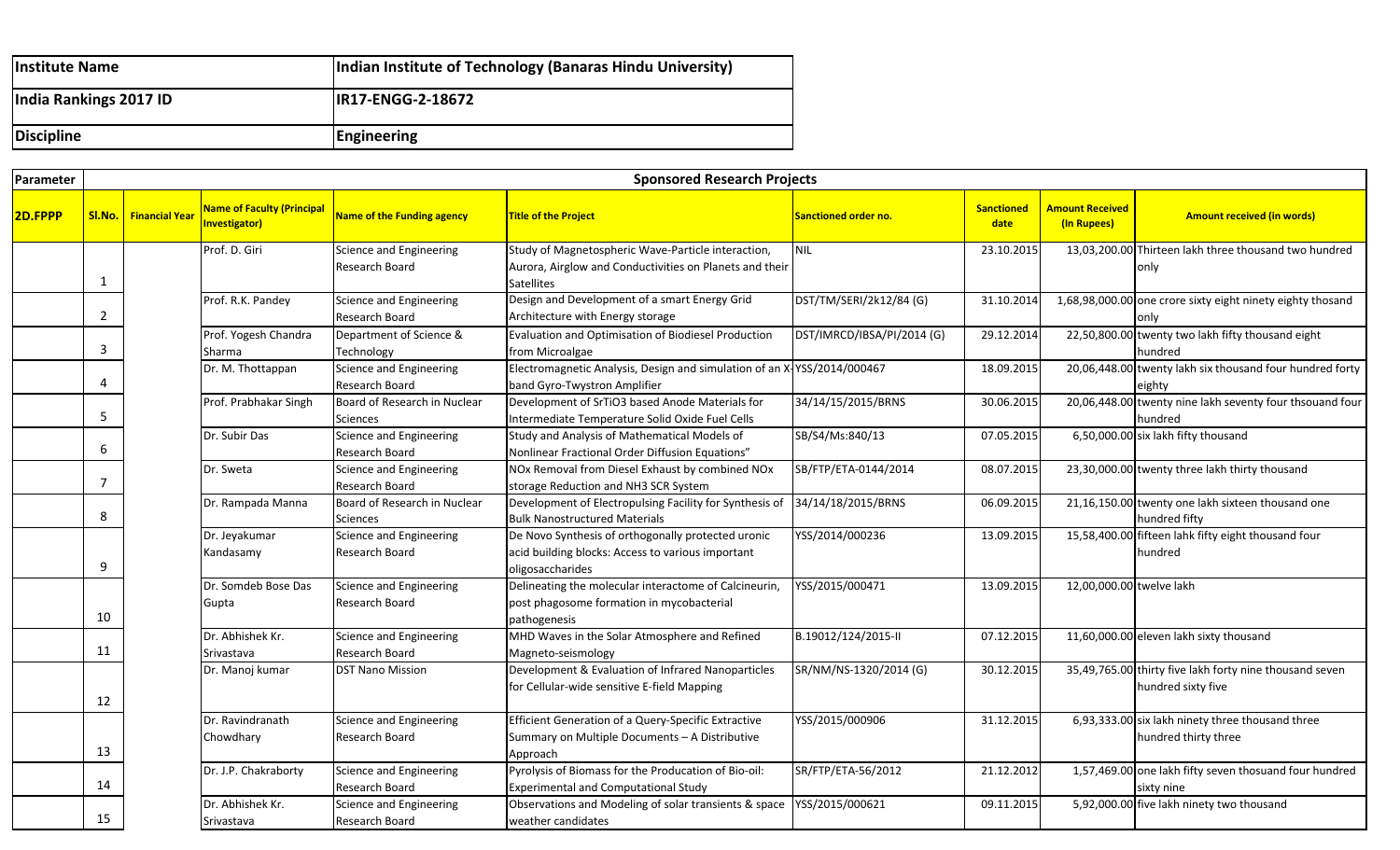| Institute Name | Indian Institute of Technology (Banaras Hindu University) |
|---|---|
| India Rankings 2017 ID | IR17-ENGG-2-18672 |
| Discipline | Engineering |

| Parameter | Sponsored Research Projects | | | | | | | | |
|---|---|---|---|---|---|---|---|---|---|
| 2D.FPPP | Sl.No. | Financial Year | Name of Faculty (Principal Investigator) | Name of the Funding agency | Title of the Project | Sanctioned order no. | Sanctioned date | Amount Received (In Rupees) | Amount received (in words) |
| | 1 | | Prof. D. Giri | Science and Engineering Research Board | Study of Magnetospheric Wave-Particle interaction, Aurora, Airglow and Conductivities on Planets and their Satellites | NIL | 23.10.2015 | 13,03,200.00 | Thirteen lakh three thousand two hundred only |
| | 2 | | Prof. R.K. Pandey | Science and Engineering Research Board | Design and Development of a smart Energy Grid Architecture with Energy storage | DST/TM/SERI/2k12/84 (G) | 31.10.2014 | 1,68,98,000.00 | one crore sixty eight ninety eighty thosand only |
| | 3 | | Prof. Yogesh Chandra Sharma | Department of Science & Technology | Evaluation and Optimisation of Biodiesel Production from Microalgae | DST/IMRCD/IBSA/PI/2014 (G) | 29.12.2014 | 22,50,800.00 | twenty two lakh fifty thousand eight hundred |
| | 4 | | Dr. M. Thottappan | Science and Engineering Research Board | Electromagnetic Analysis, Design and simulation of an X-band Gyro-Twystron Amplifier | YSS/2014/000467 | 18.09.2015 | 20,06,448.00 | twenty lakh six thousand four hundred forty eighty |
| | 5 | | Prof. Prabhakar Singh | Board of Research in Nuclear Sciences | Development of SrTiO3 based Anode Materials for Intermediate Temperature Solid Oxide Fuel Cells | 34/14/15/2015/BRNS | 30.06.2015 | 20,06,448.00 | twenty nine lakh seventy four thsouand four hundred |
| | 6 | | Dr. Subir Das | Science and Engineering Research Board | Study and Analysis of Mathematical Models of Nonlinear Fractional Order Diffusion Equations" | SB/S4/Ms:840/13 | 07.05.2015 | 6,50,000.00 | six lakh fifty thousand |
| | 7 | | Dr. Sweta | Science and Engineering Research Board | NOx Removal from Diesel Exhaust by combined NOx storage Reduction and NH3 SCR System | SB/FTP/ETA-0144/2014 | 08.07.2015 | 23,30,000.00 | twenty three lakh thirty thousand |
| | 8 | | Dr. Rampada Manna | Board of Research in Nuclear Sciences | Development of Electropulsing Facility for Synthesis of Bulk Nanostructured Materials | 34/14/18/2015/BRNS | 06.09.2015 | 21,16,150.00 | twenty one lakh sixteen thousand one hundred fifty |
| | 9 | | Dr. Jeyakumar Kandasamy | Science and Engineering Research Board | De Novo Synthesis of orthogonally protected uronic acid building blocks: Access to various important oligosaccharides | YSS/2014/000236 | 13.09.2015 | 15,58,400.00 | fifteen lahk fifty eight thousand four hundred |
| | 10 | | Dr. Somdeb Bose Das Gupta | Science and Engineering Research Board | Delineating the molecular interactome of Calcineurin, post phagosome formation in mycobacterial pathogenesis | YSS/2015/000471 | 13.09.2015 | 12,00,000.00 | twelve lakh |
| | 11 | | Dr. Abhishek Kr. Srivastava | Science and Engineering Research Board | MHD Waves in the Solar Atmosphere and Refined Magneto-seismology | B.19012/124/2015-II | 07.12.2015 | 11,60,000.00 | eleven lakh sixty thousand |
| | 12 | | Dr. Manoj kumar | DST Nano Mission | Development & Evaluation of Infrared Nanoparticles for Cellular-wide sensitive E-field Mapping | SR/NM/NS-1320/2014 (G) | 30.12.2015 | 35,49,765.00 | thirty five lakh forty nine thousand seven hundred sixty five |
| | 13 | | Dr. Ravindranath Chowdhary | Science and Engineering Research Board | Efficient Generation of a Query-Specific Extractive Summary on Multiple Documents – A Distributive Approach | YSS/2015/000906 | 31.12.2015 | 6,93,333.00 | six lakh ninety three thousand three hundred thirty three |
| | 14 | | Dr. J.P. Chakraborty | Science and Engineering Research Board | Pyrolysis of Biomass for the Producation of Bio-oil: Experimental and Computational Study | SR/FTP/ETA-56/2012 | 21.12.2012 | 1,57,469.00 | one lakh fifty seven thosuand four hundred sixty nine |
| | 15 | | Dr. Abhishek Kr. Srivastava | Science and Engineering Research Board | Observations and Modeling of solar transients & space weather candidates | YSS/2015/000621 | 09.11.2015 | 5,92,000.00 | five lakh ninety two thousand |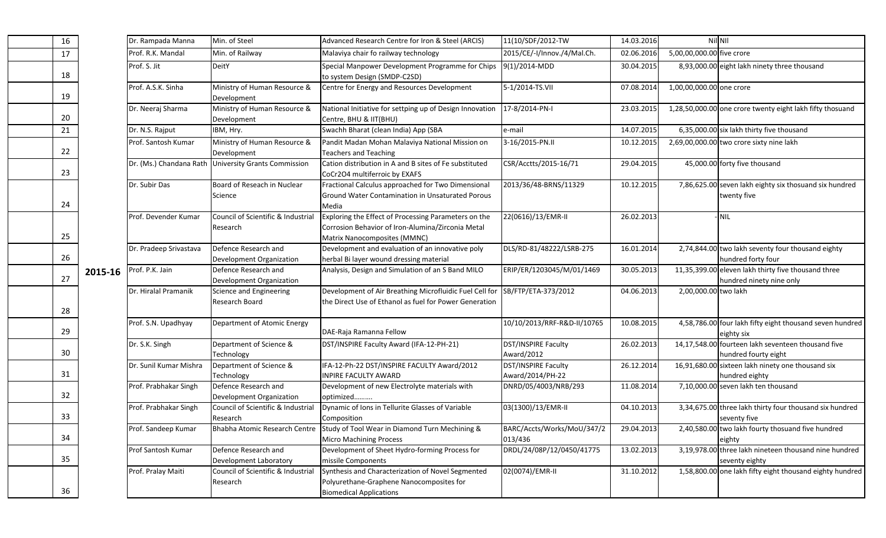| | | | | | | | | |
|---|---|---|---|---|---|---|---|---|
| 16 | | Dr. Rampada Manna | Min. of Steel | Advanced Research Centre for Iron & Steel (ARCIS) | 11(10/SDF/2012-TW | 14.03.2016 | Nil | NIl |
| 17 | | Prof. R.K. Mandal | Min. of Railway | Malaviya chair fo railway technology | 2015/CE/-I/Innov./4/Mal.Ch. | 02.06.2016 | 5,00,00,000.00 | five crore |
| 18 | | Prof. S. Jit | DeitY | Special Manpower Development Programme for Chips to system Design (SMDP-C2SD) | 9(1)/2014-MDD | 30.04.2015 | 8,93,000.00 | eight lakh ninety three thousand |
| 19 | | Prof. A.S.K. Sinha | Ministry of Human Resource & Development | Centre for Energy and Resources Development | 5-1/2014-TS.VII | 07.08.2014 | 1,00,00,000.00 | one crore |
| 20 | | Dr. Neeraj Sharma | Ministry of Human Resource & Development | National Initiative for settping up of Design Innovation Centre, BHU & IIT(BHU) | 17-8/2014-PN-I | 23.03.2015 | 1,28,50,000.00 | one crore twenty eight lakh fifty thosuand |
| 21 | | Dr. N.S. Rajput | IBM, Hry. | Swachh Bharat (clean India) App (SBA | e-mail | 14.07.2015 | 6,35,000.00 | six lakh thirty five thousand |
| 22 | | Prof. Santosh Kumar | Ministry of Human Resource & Development | Pandit Madan Mohan Malaviya National Mission on Teachers and Teaching | 3-16/2015-PN.II | 10.12.2015 | 2,69,00,000.00 | two crore sixty nine lakh |
| 23 | | Dr. (Ms.) Chandana Rath | University Grants Commission | Cation distribution in A and B sites of Fe substituted $CoCr_2O_4$ multiferroic by EXAFS | CSR/Acctts/2015-16/71 | 29.04.2015 | 45,000.00 | forty five thousand |
| 24 | | Dr. Subir Das | Board of Reseach in Nuclear Science | Fractional Calculus approached for Two Dimensional Ground Water Contamination in Unsaturated Porous Media | 2013/36/48-BRNS/11329 | 10.12.2015 | 7,86,625.00 | seven lakh eighty six thosuand six hundred twenty five |
| 25 | | Prof. Devender Kumar | Council of Scientific & Industrial Research | Exploring the Effect of Processing Parameters on the Corrosion Behavior of Iron-Alumina/Zirconia Metal Matrix Nanocomposites (MMNC) | 22(0616)/13/EMR-II | 26.02.2013 | - | NIL |
| 26 | | Dr. Pradeep Srivastava | Defence Research and Development Organization | Development and evaluation of an innovative poly herbal Bi layer wound dressing material | DLS/RD-81/48222/LSRB-275 | 16.01.2014 | 2,74,844.00 | two lakh seventy four thousand eighty hundred forty four |
| 27 | 2015-16 | Prof. P.K. Jain | Defence Research and Development Organization | Analysis, Design and Simulation of an S Band MILO | ERIP/ER/1203045/M/01/1469 | 30.05.2013 | 11,35,399.00 | eleven lakh thirty five thousand three hundred ninety nine only |
| 28 | | Dr. Hiralal Pramanik | Science and Engineering Research Board | Development of Air Breathing Microfluidic Fuel Cell for the Direct Use of Ethanol as fuel for Power Generation | SB/FTP/ETA-373/2012 | 04.06.2013 | 2,00,000.00 | two lakh |
| 29 | | Prof. S.N. Upadhyay | Department of Atomic Energy | DAE-Raja Ramanna Fellow | 10/10/2013/RRF-R&D-II/10765 | 10.08.2015 | 4,58,786.00 | four lakh fifty eight thousand seven hundred eighty six |
| 30 | | Dr. S.K. Singh | Department of Science & Technology | DST/INSPIRE Faculty Award (IFA-12-PH-21) | DST/INSPIRE Faculty Award/2012 | 26.02.2013 | 14,17,548.00 | fourteen lakh seventeen thousand five hundred fourty eight |
| 31 | | Dr. Sunil Kumar Mishra | Department of Science & Technology | IFA-12-Ph-22 DST/INSPIRE FACULTY Award/2012 INPIRE FACULTY AWARD | DST/INSPIRE Faculty Award/2014/PH-22 | 26.12.2014 | 16,91,680.00 | sixteen lakh ninety one thousand six hundred eighty |
| 32 | | Prof. Prabhakar Singh | Defence Research and Development Organization | Development of new Electrolyte materials with optimized………. | DNRD/05/4003/NRB/293 | 11.08.2014 | 7,10,000.00 | seven lakh ten thousand |
| 33 | | Prof. Prabhakar Singh | Council of Scientific & Industrial Research | Dynamic of Ions in Tellurite Glasses of Variable Composition | 03(1300)/13/EMR-II | 04.10.2013 | 3,34,675.00 | three lakh thirty four thousand six hundred seventy five |
| 34 | | Prof. Sandeep Kumar | Bhabha Atomic Research Centre | Study of Tool Wear in Diamond Turn Mechining & Micro Machining Process | BARC/Accts/Works/MoU/347/2013/436 | 29.04.2013 | 2,40,580.00 | two lakh fourty thosuand five hundred eighty |
| 35 | | Prof Santosh Kumar | Defence Research and Development Laboratory | Development of Sheet Hydro-forming Process for missile Components | DRDL/24/08P/12/0450/41775 | 13.02.2013 | 3,19,978.00 | three lakh nineteen thousand nine hundred seventy eighty |
| 36 | | Prof. Pralay Maiti | Council of Scientific & Industrial Research | Synthesis and Characterization of Novel Segmented Polyurethane-Graphene Nanocomposites for Biomedical Applications | 02(0074)/EMR-II | 31.10.2012 | 1,58,800.00 | one lakh fifty eight thousand eighty hundred |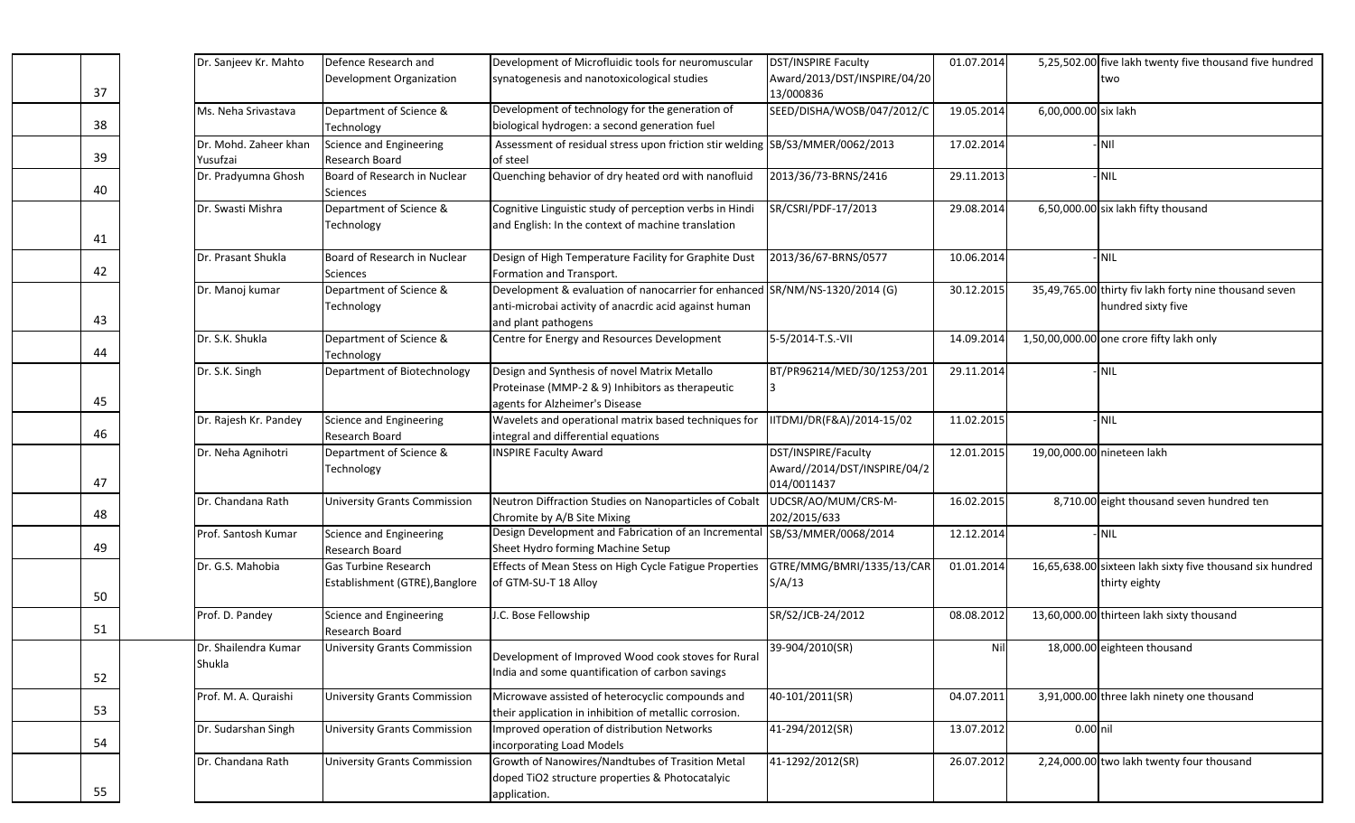| | | | | | | | |
|---|---|---|---|---|---|---|---|
| 37 | Dr. Sanjeev Kr. Mahto | Defence Research and Development Organization | Development of Microfluidic tools for neuromuscular synatogenesis and nanotoxicological studies | DST/INSPIRE Faculty Award/2013/DST/INSPIRE/04/2013/000836 | 01.07.2014 | 5,25,502.00 | five lakh twenty five thousand five hundred two |
| 38 | Ms. Neha Srivastava | Department of Science & Technology | Development of technology for the generation of biological hydrogen: a second generation fuel | SEED/DISHA/WOSB/047/2012/C | 19.05.2014 | 6,00,000.00 | six lakh |
| 39 | Dr. Mohd. Zaheer khan Yusufzai | Science and Engineering Research Board | Assessment of residual stress upon friction stir welding of steel | SB/S3/MMER/0062/2013 | 17.02.2014 | - | NIl |
| 40 | Dr. Pradyumna Ghosh | Board of Research in Nuclear Sciences | Quenching behavior of dry heated ord with nanofluid | 2013/36/73-BRNS/2416 | 29.11.2013 | - | NIL |
| 41 | Dr. Swasti Mishra | Department of Science & Technology | Cognitive Linguistic study of perception verbs in Hindi and English: In the context of machine translation | SR/CSRI/PDF-17/2013 | 29.08.2014 | 6,50,000.00 | six lakh fifty thousand |
| 42 | Dr. Prasant Shukla | Board of Research in Nuclear Sciences | Design of High Temperature Facility for Graphite Dust Formation and Transport. | 2013/36/67-BRNS/0577 | 10.06.2014 | - | NIL |
| 43 | Dr. Manoj kumar | Department of Science & Technology | Development & evaluation of nanocarrier for enhanced anti-microbai activity of anacrdic acid against human and plant pathogens | SR/NM/NS-1320/2014 (G) | 30.12.2015 | 35,49,765.00 | thirty fiv lakh forty nine thousand seven hundred sixty five |
| 44 | Dr. S.K. Shukla | Department of Science & Technology | Centre for Energy and Resources Development | 5-5/2014-T.S.-VII | 14.09.2014 | 1,50,00,000.00 | one crore fifty lakh only |
| 45 | Dr. S.K. Singh | Department of Biotechnology | Design and Synthesis of novel Matrix Metallo Proteinase (MMP-2 & 9) Inhibitors as therapeutic agents for Alzheimer's Disease | BT/PR96214/MED/30/1253/2013 | 29.11.2014 | - | NIL |
| 46 | Dr. Rajesh Kr. Pandey | Science and Engineering Research Board | Wavelets and operational matrix based techniques for integral and differential equations | IITDMJ/DR(F&A)/2014-15/02 | 11.02.2015 | - | NIL |
| 47 | Dr. Neha Agnihotri | Department of Science & Technology | INSPIRE Faculty Award | DST/INSPIRE/Faculty Award//2014/DST/INSPIRE/04/2014/0011437 | 12.01.2015 | 19,00,000.00 | nineteen lakh |
| 48 | Dr. Chandana Rath | University Grants Commission | Neutron Diffraction Studies on Nanoparticles of Cobalt Chromite by A/B Site Mixing | UDCSR/AO/MUM/CRS-M-202/2015/633 | 16.02.2015 | 8,710.00 | eight thousand seven hundred ten |
| 49 | Prof. Santosh Kumar | Science and Engineering Research Board | Design Development and Fabrication of an Incremental Sheet Hydro forming Machine Setup | SB/S3/MMER/0068/2014 | 12.12.2014 | - | NIL |
| 50 | Dr. G.S. Mahobia | Gas Turbine Research Establishment (GTRE),Banglore | Effects of Mean Stess on High Cycle Fatigue Properties of GTM-SU-T 18 Alloy | GTRE/MMG/BMRI/1335/13/CARS/A/13 | 01.01.2014 | 16,65,638.00 | sixteen lakh sixty five thousand six hundred thirty eighty |
| 51 | Prof. D. Pandey | Science and Engineering Research Board | J.C. Bose Fellowship | SR/S2/JCB-24/2012 | 08.08.2012 | 13,60,000.00 | thirteen lakh sixty thousand |
| 52 | Dr. Shailendra Kumar Shukla | University Grants Commission | Development of Improved Wood cook stoves for Rural India and some quantification of carbon savings | 39-904/2010(SR) | Nil | 18,000.00 | eighteen thousand |
| 53 | Prof. M. A. Quraishi | University Grants Commission | Microwave assisted of heterocyclic compounds and their application in inhibition of metallic corrosion. | 40-101/2011(SR) | 04.07.2011 | 3,91,000.00 | three lakh ninety one thousand |
| 54 | Dr. Sudarshan Singh | University Grants Commission | Improved operation of distribution Networks incorporating Load Models | 41-294/2012(SR) | 13.07.2012 | 0.00 | nil |
| 55 | Dr. Chandana Rath | University Grants Commission | Growth of Nanowires/Nandtubes of Trasition Metal doped TiO2 structure properties & Photocatalyic application. | 41-1292/2012(SR) | 26.07.2012 | 2,24,000.00 | two lakh twenty four thousand |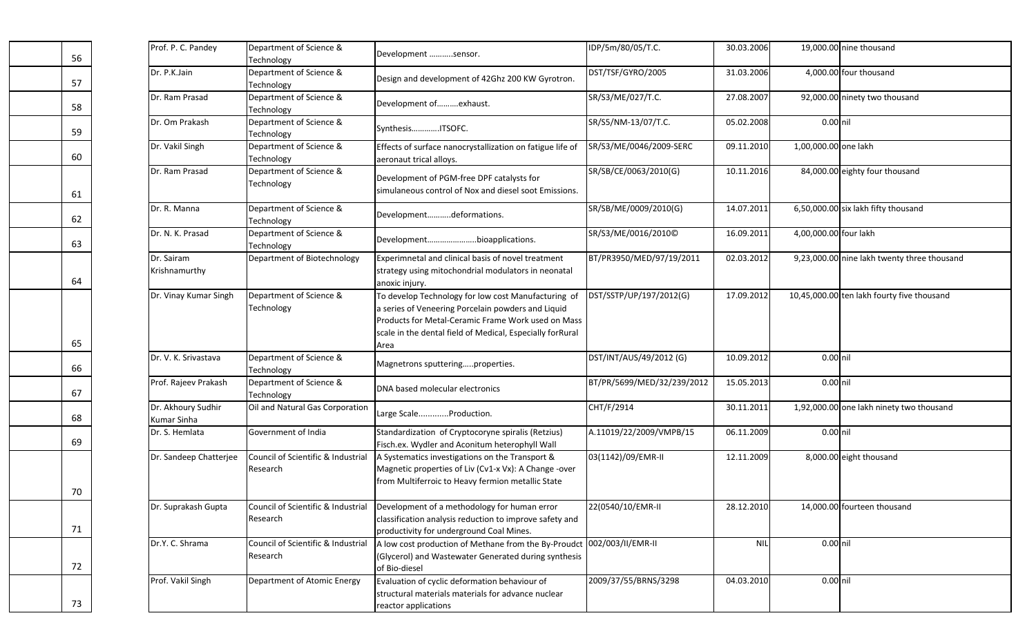| | | | | | | | |
|---|---|---|---|---|---|---|---|
| 56 | Prof. P. C. Pandey | Department of Science & Technology | Development ………..sensor. | IDP/5m/80/05/T.C. | 30.03.2006 | 19,000.00 | nine thousand |
| 57 | Dr. P.K.Jain | Department of Science & Technology | Design and development of 42Ghz 200 KW Gyrotron. | DST/TSF/GYRO/2005 | 31.03.2006 | 4,000.00 | four thousand |
| 58 | Dr. Ram Prasad | Department of Science & Technology | Development of……….exhaust. | SR/S3/ME/027/T.C. | 27.08.2007 | 92,000.00 | ninety two thousand |
| 59 | Dr. Om Prakash | Department of Science & Technology | Synthesis…………ITSOFC. | SR/S5/NM-13/07/T.C. | 05.02.2008 | 0.00 | nil |
| 60 | Dr. Vakil Singh | Department of Science & Technology | Effects of surface nanocrystallization on fatigue life of aeronaut trical alloys. | SR/S3/ME/0046/2009-SERC | 09.11.2010 | 1,00,000.00 | one lakh |
| 61 | Dr. Ram Prasad | Department of Science & Technology | Development of PGM-free DPF catalysts for simulaneous control of Nox and diesel soot Emissions. | SR/SB/CE/0063/2010(G) | 10.11.2016 | 84,000.00 | eighty four thousand |
| 62 | Dr. R. Manna | Department of Science & Technology | Development………..deformations. | SR/SB/ME/0009/2010(G) | 14.07.2011 | 6,50,000.00 | six lakh fifty thousand |
| 63 | Dr. N. K. Prasad | Department of Science & Technology | Development…………………..bioapplications. | SR/S3/ME/0016/2010© | 16.09.2011 | 4,00,000.00 | four lakh |
| 64 | Dr. Sairam Krishnamurthy | Department of Biotechnology | Experimnetal and clinical basis of novel treatment strategy using mitochondrial modulators in neonatal anoxic injury. | BT/PR3950/MED/97/19/2011 | 02.03.2012 | 9,23,000.00 | nine lakh twenty three thousand |
| 65 | Dr. Vinay Kumar Singh | Department of Science & Technology | To develop Technology for low cost Manufacturing of a series of Veneering Porcelain powders and Liquid Products for Metal-Ceramic Frame Work used on Mass scale in the dental field of Medical, Especially forRural Area | DST/SSTP/UP/197/2012(G) | 17.09.2012 | 10,45,000.00 | ten lakh fourty five thousand |
| 66 | Dr. V. K. Srivastava | Department of Science & Technology | Magnetrons sputtering…..properties. | DST/INT/AUS/49/2012 (G) | 10.09.2012 | 0.00 | nil |
| 67 | Prof. Rajeev Prakash | Department of Science & Technology | DNA based molecular electronics | BT/PR/5699/MED/32/239/2012 | 15.05.2013 | 0.00 | nil |
| 68 | Dr. Akhoury Sudhir Kumar Sinha | Oil and Natural Gas Corporation | Large Scale………….Production. | CHT/F/2914 | 30.11.2011 | 1,92,000.00 | one lakh ninety two thousand |
| 69 | Dr. S. Hemlata | Government of India | Standardization of Cryptocoryne spiralis (Retzius) Fisch.ex. Wydler and Aconitum heterophyll Wall | A.11019/22/2009/VMPB/15 | 06.11.2009 | 0.00 | nil |
| 70 | Dr. Sandeep Chatterjee | Council of Scientific & Industrial Research | A Systematics investigations on the Transport & Magnetic properties of Liv (Cv1-x Vx): A Change -over from Multiferroic to Heavy fermion metallic State | 03(1142)/09/EMR-II | 12.11.2009 | 8,000.00 | eight thousand |
| 71 | Dr. Suprakash Gupta | Council of Scientific & Industrial Research | Development of a methodology for human error classification analysis reduction to improve safety and productivity for underground Coal Mines. | 22(0540/10/EMR-II | 28.12.2010 | 14,000.00 | fourteen thousand |
| 72 | Dr.Y. C. Shrama | Council of Scientific & Industrial Research | A low cost production of Methane from the By-Proudct (Glycerol) and Wastewater Generated during synthesis of Bio-diesel | 002/003/II/EMR-II | NIL | 0.00 | nil |
| 73 | Prof. Vakil Singh | Department of Atomic Energy | Evaluation of cyclic deformation behaviour of structural materials materials for advance nuclear reactor applications | 2009/37/55/BRNS/3298 | 04.03.2010 | 0.00 | nil |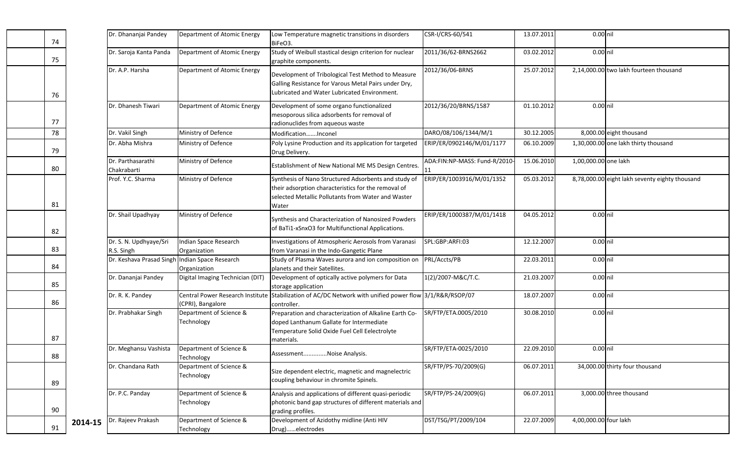|  |  |  |  |  |  |  |  |  |
|---|---|---|---|---|---|---|---|---|
| 74 |  | Dr. Dhananjai Pandey | Department of Atomic Energy | Low Temperature magnetic transitions in disorders $BiFeO_3$. | CSR-I/CRS-60/541 | 13.07.2011 | 0.00 | nil |
| 75 |  | Dr. Saroja Kanta Panda | Department of Atomic Energy | Study of Weibull stastical design criterion for nuclear graphite components. | 2011/36/62-BRNS2662 | 03.02.2012 | 0.00 | nil |
| 76 |  | Dr. A.P. Harsha | Department of Atomic Energy | Development of Tribological Test Method to Measure Galling Resistance for Varous Metal Pairs under Dry, Lubricated and Water Lubricated Environment. | 2012/36/06-BRNS | 25.07.2012 | 2,14,000.00 | two lakh fourteen thousand |
| 77 |  | Dr. Dhanesh Tiwari | Department of Atomic Energy | Development of some organo functionalized mesoporous silica adsorbents for removal of radionuclides from aqueous waste | 2012/36/20/BRNS/1587 | 01.10.2012 | 0.00 | nil |
| 78 |  | Dr. Vakil Singh | Ministry of Defence | Modification.......Inconel | DARO/08/106/1344/M/1 | 30.12.2005 | 8,000.00 | eight thousand |
| 79 |  | Dr. Abha Mishra | Ministry of Defence | Poly Lysine Production and its application for targeted Drug Delivery. | ERIP/ER/0902146/M/01/1177 | 06.10.2009 | 1,30,000.00 | one lakh thirty thousand |
| 80 |  | Dr. Parthasarathi Chakrabarti | Ministry of Defence | Establishment of New National ME MS Design Centres. | ADA:FIN:NP-MASS: Fund-R/2010-11 | 15.06.2010 | 1,00,000.00 | one lakh |
| 81 |  | Prof. Y.C. Sharma | Ministry of Defence | Synthesis of Nano Structured Adsorbents and study of their adsorption characteristics for the removal of selected Metallic Pollutants from Water and Waster Water | ERIP/ER/1003916/M/01/1352 | 05.03.2012 | 8,78,000.00 | eight lakh seventy eighty thousand |
| 82 |  | Dr. Shail Upadhyay | Ministry of Defence | Synthesis and Characterization of Nanosized Powders of $BaTi_{1-x}Sn_xO_3$ for Multifunctional Applications. | ERIP/ER/1000387/M/01/1418 | 04.05.2012 | 0.00 | nil |
| 83 |  | Dr. S. N. Updhyaye/Sri R.S. Singh | Indian Space Research Organization | Investigations of Atmospheric Aerosols from Varanasi from Varanasi in the Indo-Gangetic Plane | SPL:GBP:ARFI:03 | 12.12.2007 | 0.00 | nil |
| 84 |  | Dr. Keshava Prasad Singh | Indian Space Research Organization | Study of Plasma Waves aurora and ion composition on planets and their Satellites. | PRL/Accts/PB | 22.03.2011 | 0.00 | nil |
| 85 |  | Dr. Dananjai Pandey | Digital Imaging Technician (DIT) | Development of optically active polymers for Data storage application | 1(2)/2007-M&C/T.C. | 21.03.2007 | 0.00 | nil |
| 86 |  | Dr. R. K. Pandey | Central Power Research Institute (CPRI), Bangalore | Stabilization of AC/DC Network with unified power flow controller. | 3/1/R&R/RSOP/07 | 18.07.2007 | 0.00 | nil |
| 87 |  | Dr. Prabhakar Singh | Department of Science & Technology | Preparation and characterization of Alkaline Earth Co-doped Lanthanum Gallate for Intermediate Temperature Solid Oxide Fuel Cell Eelectrolyte materials. | SR/FTP/ETA.0005/2010 | 30.08.2010 | 0.00 | nil |
| 88 |  | Dr. Meghansu Vashista | Department of Science & Technology | Assessment..............Noise Analysis. | SR/FTP/ETA-0025/2010 | 22.09.2010 | 0.00 | nil |
| 89 |  | Dr. Chandana Rath | Department of Science & Technology | Size dependent electric, magnetic and magnelectric coupling behaviour in chromite Spinels. | SR/FTP/PS-70/2009(G) | 06.07.2011 | 34,000.00 | thirty four thousand |
| 90 |  | Dr. P.C. Panday | Department of Science & Technology | Analysis and applications of different quasi-periodic photonic band gap structures of different materials and grading profiles. | SR/FTP/PS-24/2009(G) | 06.07.2011 | 3,000.00 | three thousand |
| 91 | 2014-15 | Dr. Rajeev Prakash | Department of Science & Technology | Development of Azidothy midline (Anti HIV Drug)......electrodes | DST/TSG/PT/2009/104 | 22.07.2009 | 4,00,000.00 | four lakh |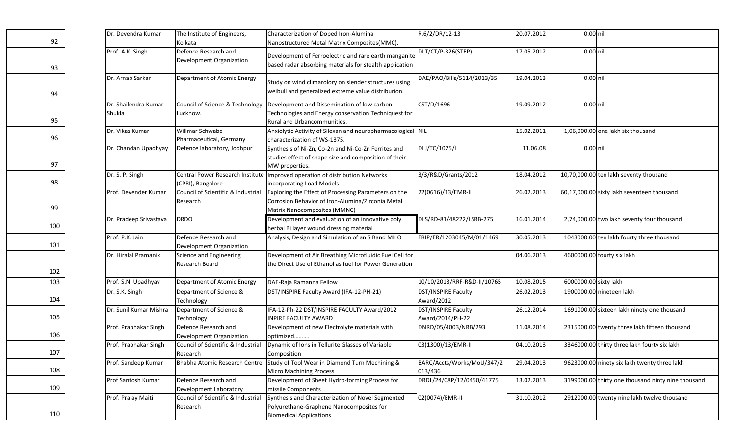| | | | | | | | |
|---|---|---|---|---|---|---|---|
| 92 | Dr. Devendra Kumar | The Institute of Engineers, Kolkata | Characterization of Doped Iron-Alumina Nanostructured Metal Matrix Composites(MMC). | R.6/2/DR/12-13 | 20.07.2012 | 0.00 | nil |
| 93 | Prof. A.K. Singh | Defence Research and Development Organization | Development of Ferroelectric and rare earth manganite based radar absorbing materials for stealth application | DLT/CT/P-326(STEP) | 17.05.2012 | 0.00 | nil |
| 94 | Dr. Arnab Sarkar | Department of Atomic Energy | Study on wind climarolory on slender structures using weibull and generalized extreme value distriburion. | DAE/PAO/Bills/5114/2013/35 | 19.04.2013 | 0.00 | nil |
| 95 | Dr. Shailendra Kumar Shukla | Council of Science & Technology, Lucknow. | Development and Dissemination of low carbon Technologies and Energy conservation Techniquest for Rural and Urbancommunities. | CST/D/1696 | 19.09.2012 | 0.00 | nil |
| 96 | Dr. Vikas Kumar | Willmar Schwabe Pharmaceutical, Germany | Anxiolytic Activity of Silexan and neuropharmacological characterization of WS-1375. | NIL | 15.02.2011 | 1,06,000.00 | one lakh six thousand |
| 97 | Dr. Chandan Upadhyay | Defence laboratory, Jodhpur | Synthesis of Ni-Zn, Co-2n and Ni-Co-Zn Ferrites and studies effect of shape size and composition of their MW properties. | DLJ/TC/1025/I | 11.06.08 | 0.00 | nil |
| 98 | Dr. S. P. Singh | Central Power Research Institute (CPRI), Bangalore | Improved operation of distribution Networks incorporating Load Models | 3/3/R&D/Grants/2012 | 18.04.2012 | 10,70,000.00 | ten lakh seventy thousand |
| 99 | Prof. Devender Kumar | Council of Scientific & Industrial Research | Exploring the Effect of Processing Parameters on the Corrosion Behavior of Iron-Alumina/Zirconia Metal Matrix Nanocomposites (MMNC) | 22(0616)/13/EMR-II | 26.02.2013 | 60,17,000.00 | sixty lakh seventeen thousand |
| 100 | Dr. Pradeep Srivastava | DRDO | Development and evaluation of an innovative poly herbal Bi layer wound dressing material | DLS/RD-81/48222/LSRB-275 | 16.01.2014 | 2,74,000.00 | two lakh seventy four thousand |
| 101 | Prof. P.K. Jain | Defence Research and Development Organization | Analysis, Design and Simulation of an S Band MILO | ERIP/ER/1203045/M/01/1469 | 30.05.2013 | 1043000.00 | ten lakh fourty three thousand |
| 102 | Dr. Hiralal Pramanik | Science and Engineering Research Board | Development of Air Breathing Microfluidic Fuel Cell for the Direct Use of Ethanol as fuel for Power Generation | | 04.06.2013 | 4600000.00 | fourty six lakh |
| 103 | Prof. S.N. Upadhyay | Department of Atomic Energy | DAE-Raja Ramanna Fellow | 10/10/2013/RRF-R&D-II/10765 | 10.08.2015 | 6000000.00 | sixty lakh |
| 104 | Dr. S.K. Singh | Department of Science & Technology | DST/INSPIRE Faculty Award (IFA-12-PH-21) | DST/INSPIRE Faculty Award/2012 | 26.02.2013 | 1900000.00 | nineteen lakh |
| 105 | Dr. Sunil Kumar Mishra | Department of Science & Technology | IFA-12-Ph-22 DST/INSPIRE FACULTY Award/2012 INPIRE FACULTY AWARD | DST/INSPIRE Faculty Award/2014/PH-22 | 26.12.2014 | 1691000.00 | sixteen lakh ninety one thousand |
| 106 | Prof. Prabhakar Singh | Defence Research and Development Organization | Development of new Electrolyte materials with optimized………. | DNRD/05/4003/NRB/293 | 11.08.2014 | 2315000.00 | twenty three lakh fifteen thousand |
| 107 | Prof. Prabhakar Singh | Council of Scientific & Industrial Research | Dynamic of Ions in Tellurite Glasses of Variable Composition | 03(1300)/13/EMR-II | 04.10.2013 | 3346000.00 | thirty three lakh fourty six lakh |
| 108 | Prof. Sandeep Kumar | Bhabha Atomic Research Centre | Study of Tool Wear in Diamond Turn Mechining & Micro Machining Process | BARC/Accts/Works/MoU/347/2013/436 | 29.04.2013 | 9623000.00 | ninety six lakh twenty three lakh |
| 109 | Prof Santosh Kumar | Defence Research and Development Laboratory | Development of Sheet Hydro-forming Process for missile Components | DRDL/24/08P/12/0450/41775 | 13.02.2013 | 3199000.00 | thirty one thousand ninty nine thousand |
| 110 | Prof. Pralay Maiti | Council of Scientific & Industrial Research | Synthesis and Characterization of Novel Segmented Polyurethane-Graphene Nanocomposites for Biomedical Applications | 02(0074)/EMR-II | 31.10.2012 | 2912000.00 | twenty nine lakh twelve thousand |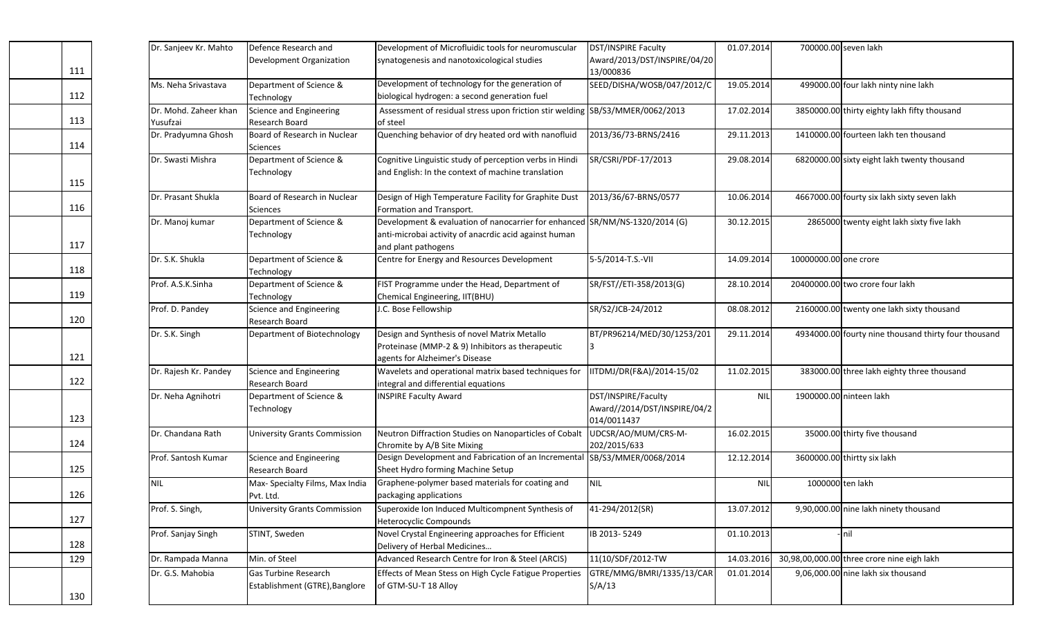| | | | | | | | |
|---|---|---|---|---|---|---|---|
| 111 | Dr. Sanjeev Kr. Mahto | Defence Research and Development Organization | Development of Microfluidic tools for neuromuscular synatogenesis and nanotoxicological studies | DST/INSPIRE Faculty Award/2013/DST/INSPIRE/04/2013/000836 | 01.07.2014 | 700000.00 | seven lakh |
| 112 | Ms. Neha Srivastava | Department of Science & Technology | Development of technology for the generation of biological hydrogen: a second generation fuel | SEED/DISHA/WOSB/047/2012/C | 19.05.2014 | 499000.00 | four lakh ninty nine lakh |
| 113 | Dr. Mohd. Zaheer khan Yusufzai | Science and Engineering Research Board | Assessment of residual stress upon friction stir welding of steel | SB/S3/MMER/0062/2013 | 17.02.2014 | 3850000.00 | thirty eighty lakh fifty thousand |
| 114 | Dr. Pradyumna Ghosh | Board of Research in Nuclear Sciences | Quenching behavior of dry heated ord with nanofluid | 2013/36/73-BRNS/2416 | 29.11.2013 | 1410000.00 | fourteen lakh ten thousand |
| 115 | Dr. Swasti Mishra | Department of Science & Technology | Cognitive Linguistic study of perception verbs in Hindi and English: In the context of machine translation | SR/CSRI/PDF-17/2013 | 29.08.2014 | 6820000.00 | sixty eight lakh twenty thousand |
| 116 | Dr. Prasant Shukla | Board of Research in Nuclear Sciences | Design of High Temperature Facility for Graphite Dust Formation and Transport. | 2013/36/67-BRNS/0577 | 10.06.2014 | 4667000.00 | fourty six lakh sixty seven lakh |
| 117 | Dr. Manoj kumar | Department of Science & Technology | Development & evaluation of nanocarrier for enhaced anti-microbai activity of anacrdic acid against human and plant pathogens | SR/NM/NS-1320/2014 (G) | 30.12.2015 | 2865000 | twenty eight lakh sixty five lakh |
| 118 | Dr. S.K. Shukla | Department of Science & Technology | Centre for Energy and Resources Development | 5-5/2014-T.S.-VII | 14.09.2014 | 10000000.00 | one crore |
| 119 | Prof. A.S.K.Sinha | Department of Science & Technology | FIST Programme under the Head, Department of Chemical Engineering, IIT(BHU) | SR/FST//ETI-358/2013(G) | 28.10.2014 | 20400000.00 | two crore four lakh |
| 120 | Prof. D. Pandey | Science and Engineering Research Board | J.C. Bose Fellowship | SR/S2/JCB-24/2012 | 08.08.2012 | 2160000.00 | twenty one lakh sixty thousand |
| 121 | Dr. S.K. Singh | Department of Biotechnology | Design and Synthesis of novel Matrix Metallo Proteinase (MMP-2 & 9) Inhibitors as therapeutic agents for Alzheimer's Disease | BT/PR96214/MED/30/1253/2013 | 29.11.2014 | 4934000.00 | fourty nine thousand thirty four thousand |
| 122 | Dr. Rajesh Kr. Pandey | Science and Engineering Research Board | Wavelets and operational matrix based techniques for integral and differential equations | IITDMJ/DR(F&A)/2014-15/02 | 11.02.2015 | 383000.00 | three lakh eighty three thousand |
| 123 | Dr. Neha Agnihotri | Department of Science & Technology | INSPIRE Faculty Award | DST/INSPIRE/Faculty Award//2014/DST/INSPIRE/04/2014/0011437 | NIL | 1900000.00 | ninteen lakh |
| 124 | Dr. Chandana Rath | University Grants Commission | Neutron Diffraction Studies on Nanoparticles of Cobalt Chromite by A/B Site Mixing | UDCSR/AO/MUM/CRS-M-202/2015/633 | 16.02.2015 | 35000.00 | thirty five thousand |
| 125 | Prof. Santosh Kumar | Science and Engineering Research Board | Design Development and Fabrication of an Incremental Sheet Hydro forming Machine Setup | SB/S3/MMER/0068/2014 | 12.12.2014 | 3600000.00 | thirtty six lakh |
| 126 | NIL | Max- Specialty Films, Max India Pvt. Ltd. | Graphene-polymer based materials for coating and packaging applications | NIL | NIL | 1000000 | ten lakh |
| 127 | Prof. S. Singh, | University Grants Commission | Superoxide Ion Induced Multicompnent Synthesis of Heterocyclic Compounds | 41-294/2012(SR) | 13.07.2012 | 9,90,000.00 | nine lakh ninety thousand |
| 128 | Prof. Sanjay Singh | STINT, Sweden | Novel Crystal Engineering approaches for Efficient Delivery of Herbal Medicines… | IB 2013- 5249 | 01.10.2013 | - | nil |
| 129 | Dr. Rampada Manna | Min. of Steel | Advanced Research Centre for Iron & Steel (ARCIS) | 11(10/SDF/2012-TW | 14.03.2016 | 30,98,00,000.00 | three crore nine eigh lakh |
| 130 | Dr. G.S. Mahobia | Gas Turbine Research Establishment (GTRE),Banglore | Effects of Mean Stess on High Cycle Fatigue Properties of GTM-SU-T 18 Alloy | GTRE/MMG/BMRI/1335/13/CARS/A/13 | 01.01.2014 | 9,06,000.00 | nine lakh six thousand |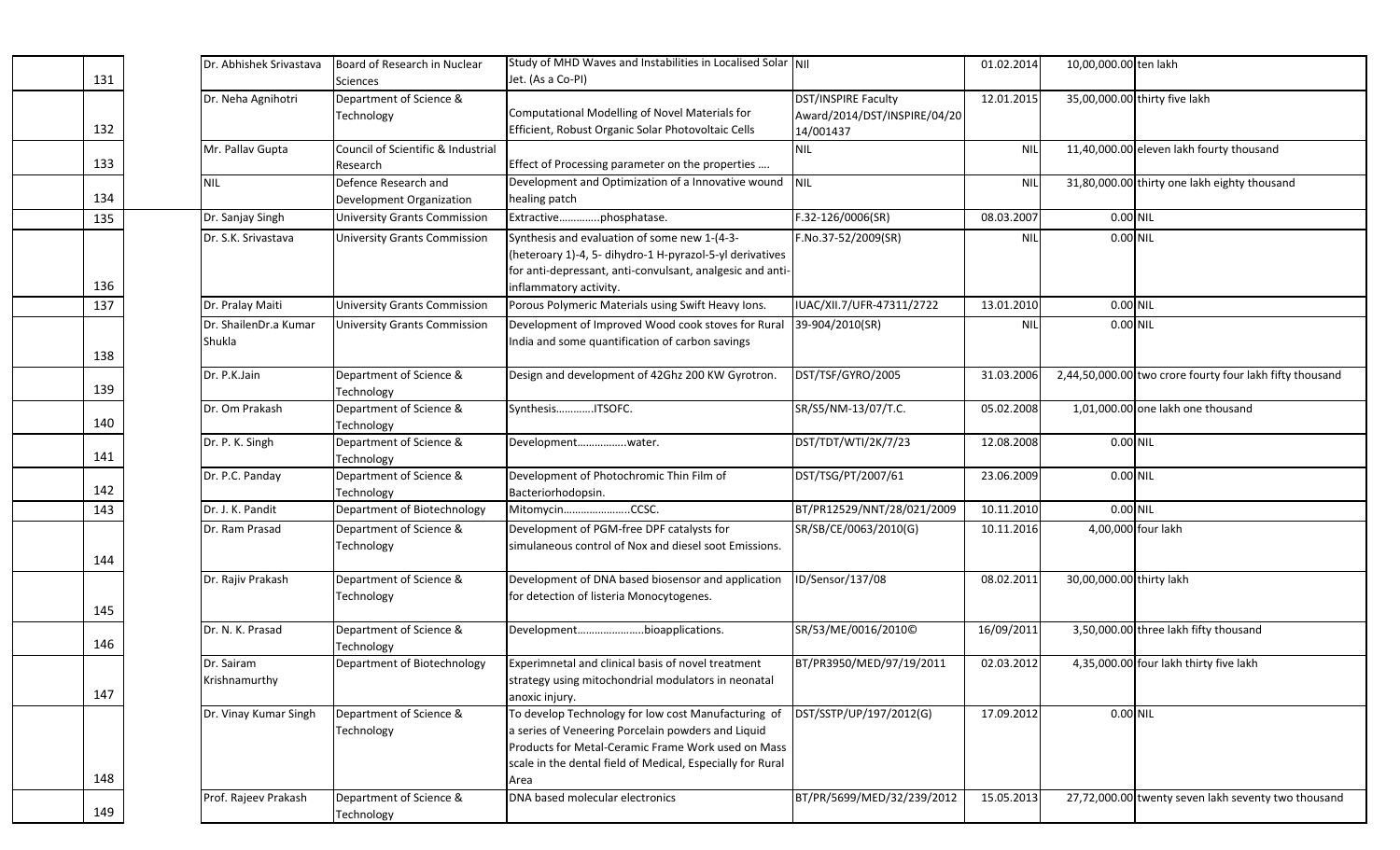| | | | | | | | |
|---|---|---|---|---|---|---|---|
| 131 | Dr. Abhishek Srivastava | Board of Research in Nuclear Sciences | Study of MHD Waves and Instabilities in Localised Solar Jet. (As a Co-PI) | NIl | 01.02.2014 | 10,00,000.00 | ten lakh |
| 132 | Dr. Neha Agnihotri | Department of Science & Technology | Computational Modelling of Novel Materials for Efficient, Robust Organic Solar Photovoltaic Cells | DST/INSPIRE Faculty Award/2014/DST/INSPIRE/04/2014/001437 | 12.01.2015 | 35,00,000.00 | thirty five lakh |
| 133 | Mr. Pallav Gupta | Council of Scientific & Industrial Research | Effect of Processing parameter on the properties .... | NIL | NIL | 11,40,000.00 | eleven lakh fourty thousand |
| 134 | NIL | Defence Research and Development Organization | Development and Optimization of a Innovative wound healing patch | NIL | NIL | 31,80,000.00 | thirty one lakh eighty thousand |
| 135 | Dr. Sanjay Singh | University Grants Commission | Extractive..............phosphatase. | F.32-126/0006(SR) | 08.03.2007 | 0.00 | NIL |
| 136 | Dr. S.K. Srivastava | University Grants Commission | Synthesis and evaluation of some new 1-(4-3-(heteroary 1)-4, 5- dihydro-1 H-pyrazol-5-yl derivatives for anti-depressant, anti-convulsant, analgesic and anti-inflammatory activity. | F.No.37-52/2009(SR) | NIL | 0.00 | NIL |
| 137 | Dr. Pralay Maiti | University Grants Commission | Porous Polymeric Materials using Swift Heavy Ions. | IUAC/XII.7/UFR-47311/2722 | 13.01.2010 | 0.00 | NIL |
| 138 | Dr. ShailenDr.a Kumar Shukla | University Grants Commission | Development of Improved Wood cook stoves for Rural India and some quantification of carbon savings | 39-904/2010(SR) | NIL | 0.00 | NIL |
| 139 | Dr. P.K.Jain | Department of Science & Technology | Design and development of 42Ghz 200 KW Gyrotron. | DST/TSF/GYRO/2005 | 31.03.2006 | 2,44,50,000.00 | two crore fourty four lakh fifty thousand |
| 140 | Dr. Om Prakash | Department of Science & Technology | Synthesis.............ITSOFC. | SR/S5/NM-13/07/T.C. | 05.02.2008 | 1,01,000.00 | one lakh one thousand |
| 141 | Dr. P. K. Singh | Department of Science & Technology | Development..................water. | DST/TDT/WTI/2K/7/23 | 12.08.2008 | 0.00 | NIL |
| 142 | Dr. P.C. Panday | Department of Science & Technology | Development of Photochromic Thin Film of Bacteriorhodopsin. | DST/TSG/PT/2007/61 | 23.06.2009 | 0.00 | NIL |
| 143 | Dr. J. K. Pandit | Department of Biotechnology | Mitomycin.......................CCSC. | BT/PR12529/NNT/28/021/2009 | 10.11.2010 | 0.00 | NIL |
| 144 | Dr. Ram Prasad | Department of Science & Technology | Development of PGM-free DPF catalysts for simulaneous control of Nox and diesel soot Emissions. | SR/SB/CE/0063/2010(G) | 10.11.2016 | 4,00,000 | four lakh |
| 145 | Dr. Rajiv Prakash | Department of Science & Technology | Development of DNA based biosensor and application for detection of listeria Monocytogenes. | ID/Sensor/137/08 | 08.02.2011 | 30,00,000.00 | thirty lakh |
| 146 | Dr. N. K. Prasad | Department of Science & Technology | Development.......................bioapplications. | SR/53/ME/0016/2010© | 16/09/2011 | 3,50,000.00 | three lakh fifty thousand |
| 147 | Dr. Sairam Krishnamurthy | Department of Biotechnology | Experimnetal and clinical basis of novel treatment strategy using mitochondrial modulators in neonatal anoxic injury. | BT/PR3950/MED/97/19/2011 | 02.03.2012 | 4,35,000.00 | four lakh thirty five lakh |
| 148 | Dr. Vinay Kumar Singh | Department of Science & Technology | To develop Technology for low cost Manufacturing of a series of Veneering Porcelain powders and Liquid Products for Metal-Ceramic Frame Work used on Mass scale in the dental field of Medical, Especially for Rural Area | DST/SSTP/UP/197/2012(G) | 17.09.2012 | 0.00 | NIL |
| 149 | Prof. Rajeev Prakash | Department of Science & Technology | DNA based molecular electronics | BT/PR/5699/MED/32/239/2012 | 15.05.2013 | 27,72,000.00 | twenty seven lakh seventy two thousand |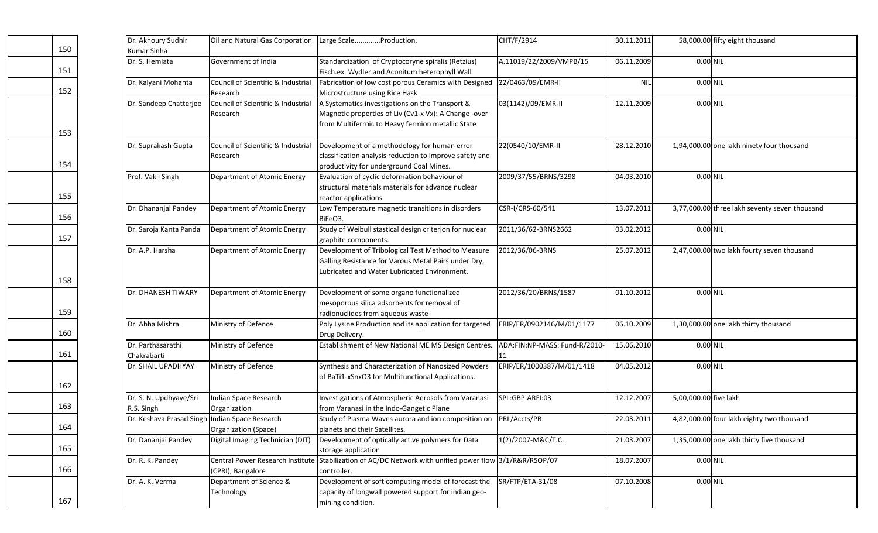| | | | | | | | |
|---|---|---|---|---|---|---|---|
| 150 | Dr. Akhoury Sudhir Kumar Sinha | Oil and Natural Gas Corporation | Large Scale............Production. | CHT/F/2914 | 30.11.2011 | 58,000.00 | fifty eight thousand |
| 151 | Dr. S. Hemlata | Government of India | Standardization of Cryptocoryne spiralis (Retzius) Fisch.ex. Wydler and Aconitum heterophyll Wall | A.11019/22/2009/VMPB/15 | 06.11.2009 | 0.00 | NIL |
| 152 | Dr. Kalyani Mohanta | Council of Scientific & Industrial Research | Fabrication of low cost porous Ceramics with Designed Microstructure using Rice Hask | 22/0463/09/EMR-II | NIL | 0.00 | NIL |
| 153 | Dr. Sandeep Chatterjee | Council of Scientific & Industrial Research | A Systematics investigations on the Transport & Magnetic properties of Liv (Cv1-x Vx): A Change -over from Multiferroic to Heavy fermion metallic State | 03(1142)/09/EMR-II | 12.11.2009 | 0.00 | NIL |
| 154 | Dr. Suprakash Gupta | Council of Scientific & Industrial Research | Development of a methodology for human error classification analysis reduction to improve safety and productivity for underground Coal Mines. | 22(0540/10/EMR-II | 28.12.2010 | 1,94,000.00 | one lakh ninety four thousand |
| 155 | Prof. Vakil Singh | Department of Atomic Energy | Evaluation of cyclic deformation behaviour of structural materials materials for advance nuclear reactor applications | 2009/37/55/BRNS/3298 | 04.03.2010 | 0.00 | NIL |
| 156 | Dr. Dhananjai Pandey | Department of Atomic Energy | Low Temperature magnetic transitions in disorders BiFeO3. | CSR-I/CRS-60/541 | 13.07.2011 | 3,77,000.00 | three lakh seventy seven thousand |
| 157 | Dr. Saroja Kanta Panda | Department of Atomic Energy | Study of Weibull stastical design criterion for nuclear graphite components. | 2011/36/62-BRNS2662 | 03.02.2012 | 0.00 | NIL |
| 158 | Dr. A.P. Harsha | Department of Atomic Energy | Development of Tribological Test Method to Measure Galling Resistance for Varous Metal Pairs under Dry, Lubricated and Water Lubricated Environment. | 2012/36/06-BRNS | 25.07.2012 | 2,47,000.00 | two lakh fourty seven thousand |
| 159 | Dr. DHANESH TIWARY | Department of Atomic Energy | Development of some organo functionalized mesoporous silica adsorbents for removal of radionuclides from aqueous waste | 2012/36/20/BRNS/1587 | 01.10.2012 | 0.00 | NIL |
| 160 | Dr. Abha Mishra | Ministry of Defence | Poly Lysine Production and its application for targeted Drug Delivery. | ERIP/ER/0902146/M/01/1177 | 06.10.2009 | 1,30,000.00 | one lakh thirty thousand |
| 161 | Dr. Parthasarathi Chakrabarti | Ministry of Defence | Establishment of New National ME MS Design Centres. | ADA:FIN:NP-MASS: Fund-R/2010-11 | 15.06.2010 | 0.00 | NIL |
| 162 | Dr. SHAIL UPADHYAY | Ministry of Defence | Synthesis and Characterization of Nanosized Powders of BaTi1-xSnxO3 for Multifunctional Applications. | ERIP/ER/1000387/M/01/1418 | 04.05.2012 | 0.00 | NIL |
| 163 | Dr. S. N. Updhyaye/Sri R.S. Singh | Indian Space Research Organization | Investigations of Atmospheric Aerosols from Varanasi from Varanasi in the Indo-Gangetic Plane | SPL:GBP:ARFI:03 | 12.12.2007 | 5,00,000.00 | five lakh |
| 164 | Dr. Keshava Prasad Singh | Indian Space Research Organization (Space) | Study of Plasma Waves aurora and ion composition on planets and their Satellites. | PRL/Accts/PB | 22.03.2011 | 4,82,000.00 | four lakh eighty two thousand |
| 165 | Dr. Dananjai Pandey | Digital Imaging Technician (DIT) | Development of optically active polymers for Data storage application | 1(2)/2007-M&C/T.C. | 21.03.2007 | 1,35,000.00 | one lakh thirty five thousand |
| 166 | Dr. R. K. Pandey | Central Power Research Institute (CPRI), Bangalore | Stabilization of AC/DC Network with unified power flow controller. | 3/1/R&R/RSOP/07 | 18.07.2007 | 0.00 | NIL |
| 167 | Dr. A. K. Verma | Department of Science & Technology | Development of soft computing model of forecast the capacity of longwall powered support for indian geo-mining condition. | SR/FTP/ETA-31/08 | 07.10.2008 | 0.00 | NIL |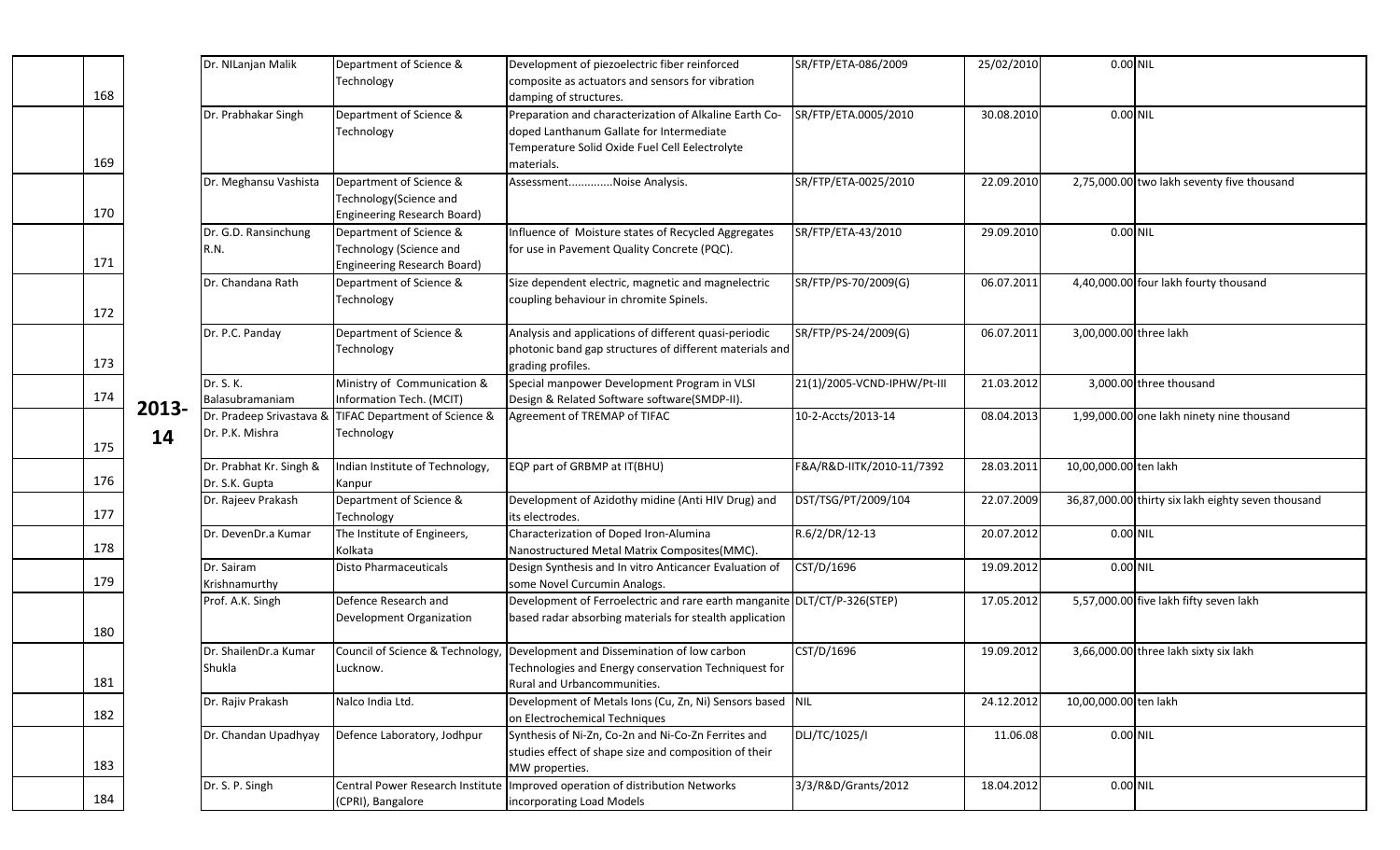|  | 168 |  | Dr. NILanjan Malik | Department of Science & Technology | Development of piezoelectric fiber reinforced composite as actuators and sensors for vibration damping of structures. | SR/FTP/ETA-086/2009 | 25/02/2010 | 0.00 | NIL |
|---|---|---|---|---|---|---|---|---|---|
|  | 169 |  | Dr. Prabhakar Singh | Department of Science & Technology | Preparation and characterization of Alkaline Earth Co-doped Lanthanum Gallate for Intermediate Temperature Solid Oxide Fuel Cell Eelectrolyte materials. | SR/FTP/ETA.0005/2010 | 30.08.2010 | 0.00 | NIL |
|  | 170 |  | Dr. Meghansu Vashista | Department of Science & Technology(Science and Engineering Research Board) | Assessment..............Noise Analysis. | SR/FTP/ETA-0025/2010 | 22.09.2010 | 2,75,000.00 | two lakh seventy five thousand |
|  | 171 |  | Dr. G.D. Ransinchung R.N. | Department of Science & Technology (Science and Engineering Research Board) | Influence of Moisture states of Recycled Aggregates for use in Pavement Quality Concrete (PQC). | SR/FTP/ETA-43/2010 | 29.09.2010 | 0.00 | NIL |
|  | 172 |  | Dr. Chandana Rath | Department of Science & Technology | Size dependent electric, magnetic and magnelectric coupling behaviour in chromite Spinels. | SR/FTP/PS-70/2009(G) | 06.07.2011 | 4,40,000.00 | four lakh fourty thousand |
|  | 173 |  | Dr. P.C. Panday | Department of Science & Technology | Analysis and applications of different quasi-periodic photonic band gap structures of different materials and grading profiles. | SR/FTP/PS-24/2009(G) | 06.07.2011 | 3,00,000.00 | three lakh |
|  | 174 | 2013-14 | Dr. S. K. Balasubramaniam | Ministry of Communication & Information Tech. (MCIT) | Special manpower Development Program in VLSI Design & Related Software software(SMDP-II). | 21(1)/2005-VCND-IPHW/Pt-III | 21.03.2012 | 3,000.00 | three thousand |
|  | 175 |  | Dr. Pradeep Srivastava & Dr. P.K. Mishra | TIFAC Department of Science & Technology | Agreement of TREMAP of TIFAC | 10-2-Accts/2013-14 | 08.04.2013 | 1,99,000.00 | one lakh ninety nine thousand |
|  | 176 |  | Dr. Prabhat Kr. Singh & Dr. S.K. Gupta | Indian Institute of Technology, Kanpur | EQP part of GRBMP at IT(BHU) | F&A/R&D-IITK/2010-11/7392 | 28.03.2011 | 10,00,000.00 | ten lakh |
|  | 177 |  | Dr. Rajeev Prakash | Department of Science & Technology | Development of Azidothy midine (Anti HIV Drug) and its electrodes. | DST/TSG/PT/2009/104 | 22.07.2009 | 36,87,000.00 | thirty six lakh eighty seven thousand |
|  | 178 |  | Dr. DevenDr.a Kumar | The Institute of Engineers, Kolkata | Characterization of Doped Iron-Alumina Nanostructured Metal Matrix Composites(MMC). | R.6/2/DR/12-13 | 20.07.2012 | 0.00 | NIL |
|  | 179 |  | Dr. Sairam Krishnamurthy | Disto Pharmaceuticals | Design Synthesis and In vitro Anticancer Evaluation of some Novel Curcumin Analogs. | CST/D/1696 | 19.09.2012 | 0.00 | NIL |
|  | 180 |  | Prof. A.K. Singh | Defence Research and Development Organization | Development of Ferroelectric and rare earth manganite based radar absorbing materials for stealth application | DLT/CT/P-326(STEP) | 17.05.2012 | 5,57,000.00 | five lakh fifty seven lakh |
|  | 181 |  | Dr. ShailenDr.a Kumar Shukla | Council of Science & Technology, Lucknow. | Development and Dissemination of low carbon Technologies and Energy conservation Techniquest for Rural and Urbancommunities. | CST/D/1696 | 19.09.2012 | 3,66,000.00 | three lakh sixty six lakh |
|  | 182 |  | Dr. Rajiv Prakash | Nalco India Ltd. | Development of Metals Ions (Cu, Zn, Ni) Sensors based on Electrochemical Techniques | NIL | 24.12.2012 | 10,00,000.00 | ten lakh |
|  | 183 |  | Dr. Chandan Upadhyay | Defence Laboratory, Jodhpur | Synthesis of Ni-Zn, Co-2n and Ni-Co-Zn Ferrites and studies effect of shape size and composition of their MW properties. | DLJ/TC/1025/I | 11.06.08 | 0.00 | NIL |
|  | 184 |  | Dr. S. P. Singh | Central Power Research Institute (CPRI), Bangalore | Improved operation of distribution Networks incorporating Load Models | 3/3/R&D/Grants/2012 | 18.04.2012 | 0.00 | NIL |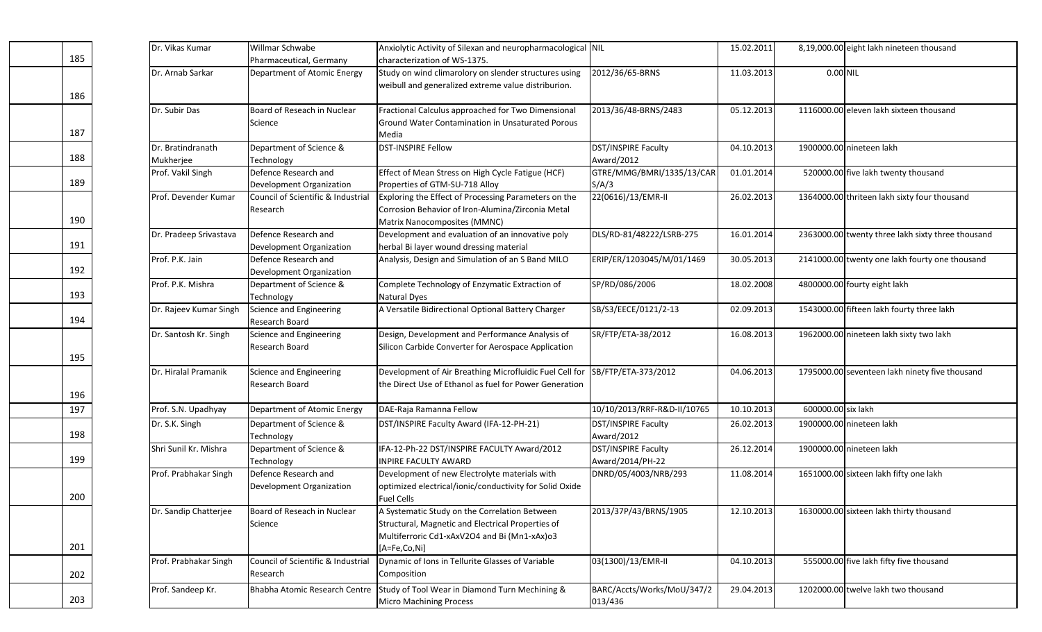|  |  |  |  |  |  |  |  |  |
|---|---|---|---|---|---|---|---|---|
|  | 185 | Dr. Vikas Kumar | Willmar Schwabe Pharmaceutical, Germany | Anxiolytic Activity of Silexan and neuropharmacological characterization of WS-1375. | NIL | 15.02.2011 | 8,19,000.00 | eight lakh nineteen thousand |
|  | 186 | Dr. Arnab Sarkar | Department of Atomic Energy | Study on wind climarolory on slender structures using weibull and generalized extreme value distriburion. | 2012/36/65-BRNS | 11.03.2013 | 0.00 | NIL |
|  | 187 | Dr. Subir Das | Board of Reseach in Nuclear Science | Fractional Calculus approached for Two Dimensional Ground Water Contamination in Unsaturated Porous Media | 2013/36/48-BRNS/2483 | 05.12.2013 | 1116000.00 | eleven lakh sixteen thousand |
|  | 188 | Dr. Bratindranath Mukherjee | Department of Science & Technology | DST-INSPIRE Fellow | DST/INSPIRE Faculty Award/2012 | 04.10.2013 | 1900000.00 | nineteen lakh |
|  | 189 | Prof. Vakil Singh | Defence Research and Development Organization | Effect of Mean Stress on High Cycle Fatigue (HCF) Properties of GTM-SU-718 Alloy | GTRE/MMG/BMRI/1335/13/CARS/A/3 | 01.01.2014 | 520000.00 | five lakh twenty thousand |
|  | 190 | Prof. Devender Kumar | Council of Scientific & Industrial Research | Exploring the Effect of Processing Parameters on the Corrosion Behavior of Iron-Alumina/Zirconia Metal Matrix Nanocomposites (MMNC) | 22(0616)/13/EMR-II | 26.02.2013 | 1364000.00 | thriteen lakh sixty four thousand |
|  | 191 | Dr. Pradeep Srivastava | Defence Research and Development Organization | Development and evaluation of an innovative poly herbal Bi layer wound dressing material | DLS/RD-81/48222/LSRB-275 | 16.01.2014 | 2363000.00 | twenty three lakh sixty three thousand |
|  | 192 | Prof. P.K. Jain | Defence Research and Development Organization | Analysis, Design and Simulation of an S Band MILO | ERIP/ER/1203045/M/01/1469 | 30.05.2013 | 2141000.00 | twenty one lakh fourty one thousand |
|  | 193 | Prof. P.K. Mishra | Department of Science & Technology | Complete Technology of Enzymatic Extraction of Natural Dyes | SP/RD/086/2006 | 18.02.2008 | 4800000.00 | fourty eight lakh |
|  | 194 | Dr. Rajeev Kumar Singh | Science and Engineering Research Board | A Versatile Bidirectional Optional Battery Charger | SB/S3/EECE/0121/2-13 | 02.09.2013 | 1543000.00 | fifteen lakh fourty three lakh |
|  | 195 | Dr. Santosh Kr. Singh | Science and Engineering Research Board | Design, Development and Performance Analysis of Silicon Carbide Converter for Aerospace Application | SR/FTP/ETA-38/2012 | 16.08.2013 | 1962000.00 | nineteen lakh sixty two lakh |
|  | 196 | Dr. Hiralal Pramanik | Science and Engineering Research Board | Development of Air Breathing Microfluidic Fuel Cell for the Direct Use of Ethanol as fuel for Power Generation | SB/FTP/ETA-373/2012 | 04.06.2013 | 1795000.00 | seventeen lakh ninety five thousand |
|  | 197 | Prof. S.N. Upadhyay | Department of Atomic Energy | DAE-Raja Ramanna Fellow | 10/10/2013/RRF-R&D-II/10765 | 10.10.2013 | 600000.00 | six lakh |
|  | 198 | Dr. S.K. Singh | Department of Science & Technology | DST/INSPIRE Faculty Award (IFA-12-PH-21) | DST/INSPIRE Faculty Award/2012 | 26.02.2013 | 1900000.00 | nineteen lakh |
|  | 199 | Shri Sunil Kr. Mishra | Department of Science & Technology | IFA-12-Ph-22 DST/INSPIRE FACULTY Award/2012 INPIRE FACULTY AWARD | DST/INSPIRE Faculty Award/2014/PH-22 | 26.12.2014 | 1900000.00 | nineteen lakh |
|  | 200 | Prof. Prabhakar Singh | Defence Research and Development Organization | Development of new Electrolyte materials with optimized electrical/ionic/conductivity for Solid Oxide Fuel Cells | DNRD/05/4003/NRB/293 | 11.08.2014 | 1651000.00 | sixteen lakh fifty one lakh |
|  | 201 | Dr. Sandip Chatterjee | Board of Reseach in Nuclear Science | A Systematic Study on the Correlation Between Structural, Magnetic and Electrical Properties of Multiferroric Cd1-xAxV2O4 and Bi (Mn1-xAx)o3 [A=Fe,Co,Ni] | 2013/37P/43/BRNS/1905 | 12.10.2013 | 1630000.00 | sixteen lakh thirty thousand |
|  | 202 | Prof. Prabhakar Singh | Council of Scientific & Industrial Research | Dynamic of Ions in Tellurite Glasses of Variable Composition | 03(1300)/13/EMR-II | 04.10.2013 | 555000.00 | five lakh fifty five thousand |
|  | 203 | Prof. Sandeep Kr. | Bhabha Atomic Research Centre | Study of Tool Wear in Diamond Turn Mechining & Micro Machining Process | BARC/Accts/Works/MoU/347/2013/436 | 29.04.2013 | 1202000.00 | twelve lakh two thousand |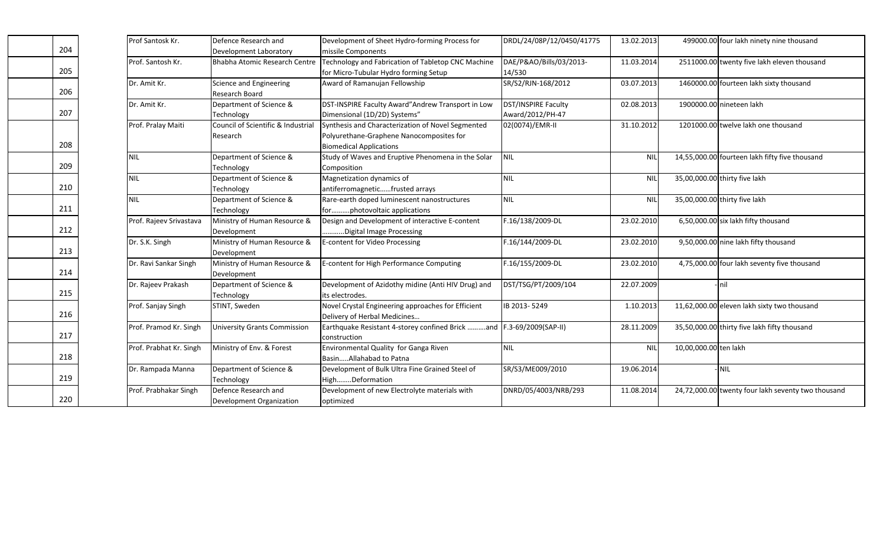| | | | | | | | |
|---|---|---|---|---|---|---|---|
| 204 | Prof Santosk Kr. | Defence Research and Development Laboratory | Development of Sheet Hydro-forming Process for missile Components | DRDL/24/08P/12/0450/41775 | 13.02.2013 | 499000.00 | four lakh ninety nine thousand |
| 205 | Prof. Santosh Kr. | Bhabha Atomic Research Centre | Technology and Fabrication of Tabletop CNC Machine for Micro-Tubular Hydro forming Setup | DAE/P&AO/Bills/03/2013-14/530 | 11.03.2014 | 2511000.00 | twenty five lakh eleven thousand |
| 206 | Dr. Amit Kr. | Science and Engineering Research Board | Award of Ramanujan Fellowship | SR/S2/RJN-168/2012 | 03.07.2013 | 1460000.00 | fourteen lakh sixty thousand |
| 207 | Dr. Amit Kr. | Department of Science & Technology | DST-INSPIRE Faculty Award"Andrew Transport in Low Dimensional (1D/2D) Systems" | DST/INSPIRE Faculty Award/2012/PH-47 | 02.08.2013 | 1900000.00 | nineteen lakh |
| 208 | Prof. Pralay Maiti | Council of Scientific & Industrial Research | Synthesis and Characterization of Novel Segmented Polyurethane-Graphene Nanocomposites for Biomedical Applications | 02(0074)/EMR-II | 31.10.2012 | 1201000.00 | twelve lakh one thousand |
| 209 | NIL | Department of Science & Technology | Study of Waves and Eruptive Phenomena in the Solar Composition | NIL | NIL | 14,55,000.00 | fourteen lakh fifty five thousand |
| 210 | NIL | Department of Science & Technology | Magnetization dynamics of antiferromagnetic......frusted arrays | NIL | NIL | 35,00,000.00 | thirty five lakh |
| 211 | NIL | Department of Science & Technology | Rare-earth doped luminescent nanostructures for..........photovoltaic applications | NIL | NIL | 35,00,000.00 | thirty five lakh |
| 212 | Prof. Rajeev Srivastava | Ministry of Human Resource & Development | Design and Development of interactive E-content ............Digital Image Processing | F.16/138/2009-DL | 23.02.2010 | 6,50,000.00 | six lakh fifty thousand |
| 213 | Dr. S.K. Singh | Ministry of Human Resource & Development | E-content for Video Processing | F.16/144/2009-DL | 23.02.2010 | 9,50,000.00 | nine lakh fifty thousand |
| 214 | Dr. Ravi Sankar Singh | Ministry of Human Resource & Development | E-content for High Performance Computing | F.16/155/2009-DL | 23.02.2010 | 4,75,000.00 | four lakh seventy five thousand |
| 215 | Dr. Rajeev Prakash | Department of Science & Technology | Development of Azidothy midine (Anti HIV Drug) and its electrodes. | DST/TSG/PT/2009/104 | 22.07.2009 | - | nil |
| 216 | Prof. Sanjay Singh | STINT, Sweden | Novel Crystal Engineering approaches for Efficient Delivery of Herbal Medicines... | IB 2013- 5249 | 1.10.2013 | 11,62,000.00 | eleven lakh sixty two thousand |
| 217 | Prof. Pramod Kr. Singh | University Grants Commission | Earthquake Resistant 4-storey confined Brick ..........and construction | F.3-69/2009(SAP-II) | 28.11.2009 | 35,50,000.00 | thirty five lakh fifty thousand |
| 218 | Prof. Prabhat Kr. Singh | Ministry of Env. & Forest | Environmental Quality for Ganga Riven Basin.....Allahabad to Patna | NIL | NIL | 10,00,000.00 | ten lakh |
| 219 | Dr. Rampada Manna | Department of Science & Technology | Development of Bulk Ultra Fine Grained Steel of High........Deformation | SR/S3/ME009/2010 | 19.06.2014 | - | NIL |
| 220 | Prof. Prabhakar Singh | Defence Research and Development Organization | Development of new Electrolyte materials with optimized | DNRD/05/4003/NRB/293 | 11.08.2014 | 24,72,000.00 | twenty four lakh seventy two thousand |